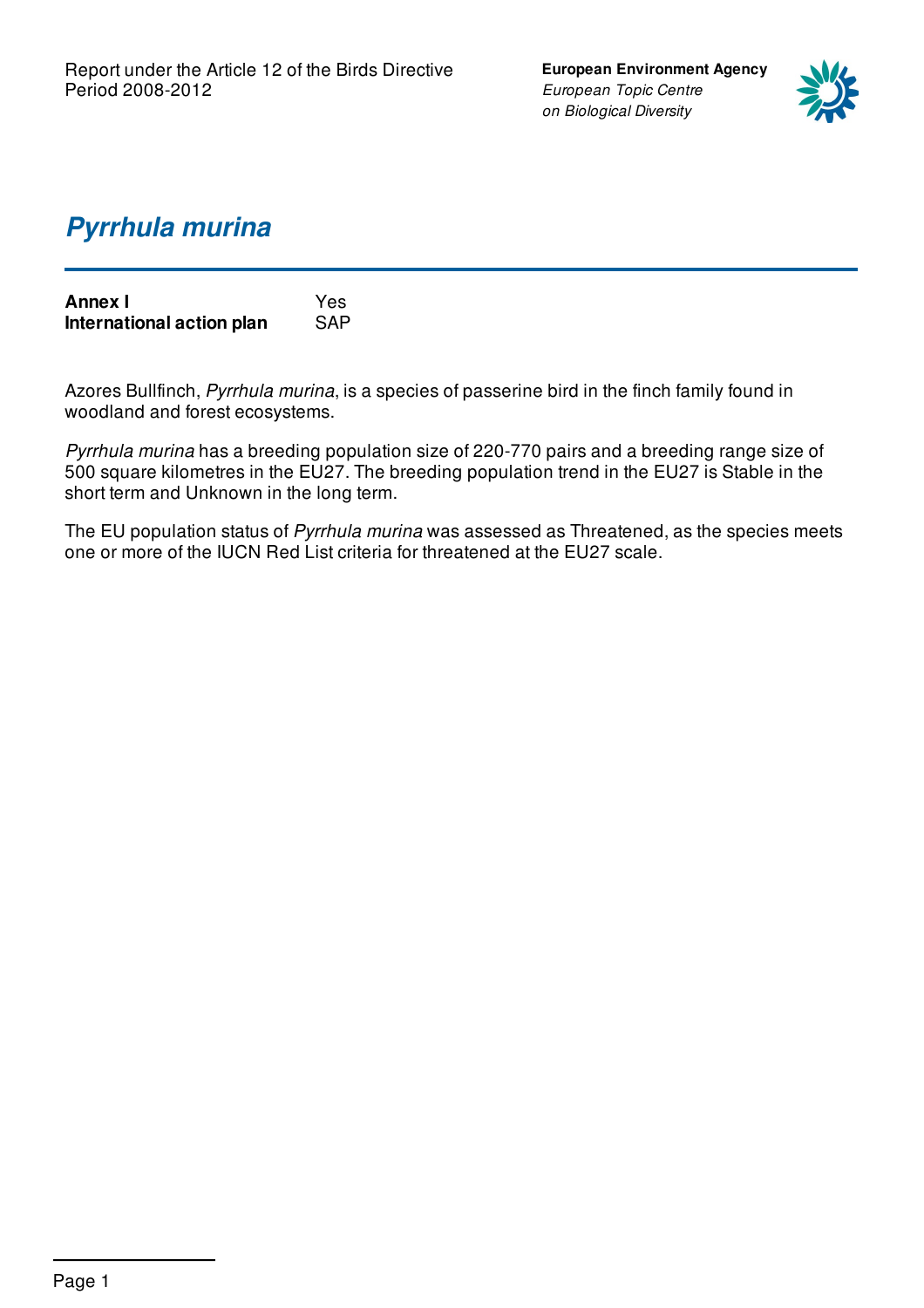Report under the Article 12 of the Birds Directive
Period 2008-2012

**European Environment Agency**
*European Topic Centre on Biological Diversity*

# *Pyrrhula murina*

| | |
|---|---|
| **Annex I** | Yes |
| **International action plan** | SAP |

Azores Bullfinch, *Pyrrhula murina*, is a species of passerine bird in the finch family found in woodland and forest ecosystems.

*Pyrrhula murina* has a breeding population size of 220-770 pairs and a breeding range size of 500 square kilometres in the EU27. The breeding population trend in the EU27 is Stable in the short term and Unknown in the long term.

The EU population status of *Pyrrhula murina* was assessed as Threatened, as the species meets one or more of the IUCN Red List criteria for threatened at the EU27 scale.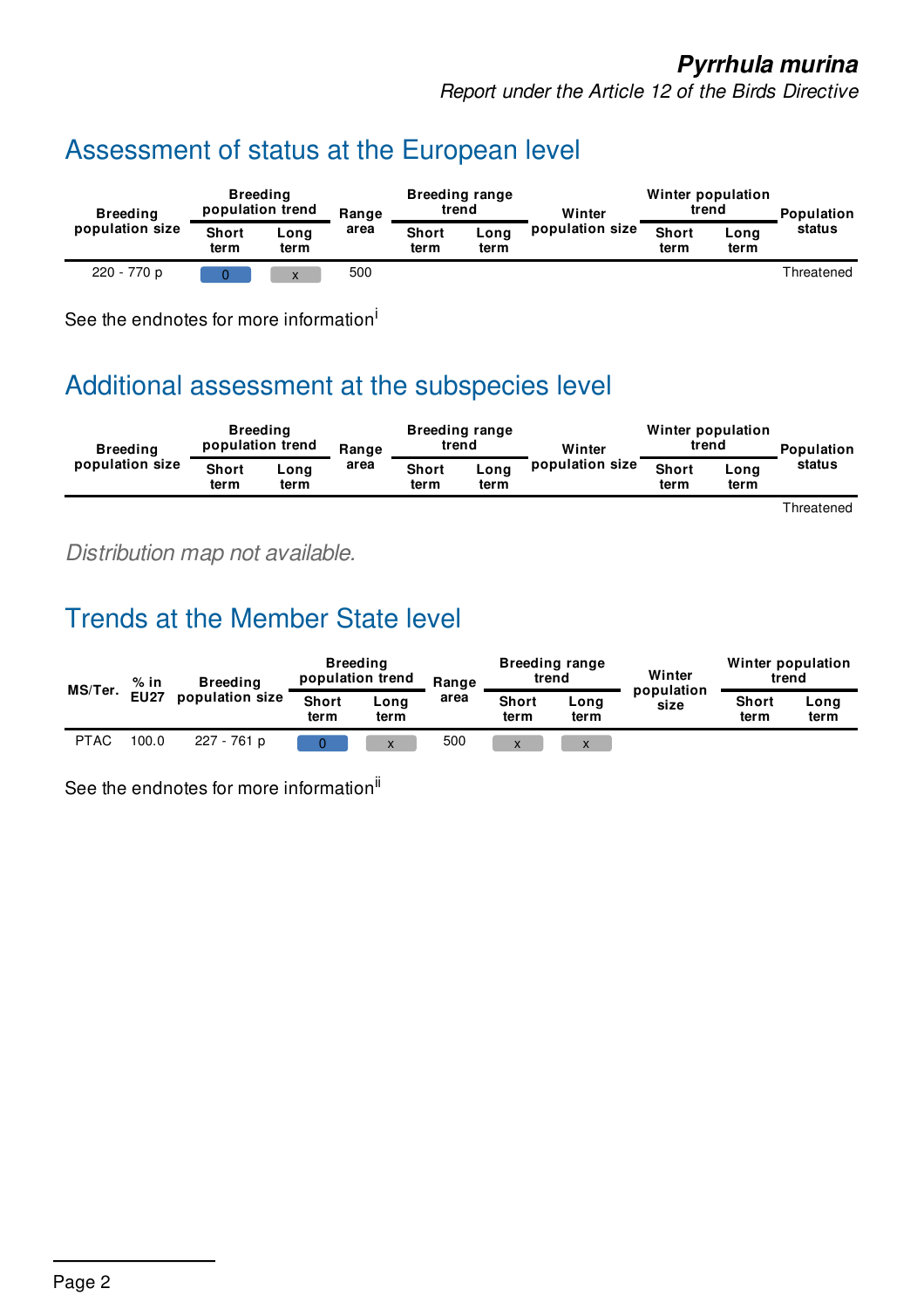**Pyrrhula murina**

*Report under the Article 12 of the Birds Directive*

# Assessment of status at the European level

| Breeding population size | Breeding population trend | | Range area | Breeding range trend | | Winter population size | Winter population trend | | Population status |
|---|---|---|---|---|---|---|---|---|---|
| | Short term | Long term | | Short term | Long term | | Short term | Long term | |
| 220 - 770 p | 0 | x | 500 | | | | | | Threatened |

See the endnotes for more information[i]

# Additional assessment at the subspecies level

| Breeding population size | Breeding population trend | | Range area | Breeding range trend | | Winter population size | Winter population trend | | Population status |
|---|---|---|---|---|---|---|---|---|---|
| | Short term | Long term | | Short term | Long term | | Short term | Long term | |
| | | | | | | | | | Threatened |

*Distribution map not available.*

# Trends at the Member State level

| MS/Ter. | % in EU27 | Breeding population size | Breeding population trend | | Range area | Breeding range trend | | Winter population size | Winter population trend | |
|---|---|---|---|---|---|---|---|---|---|---|
| | | | Short term | Long term | | Short term | Long term | | Short term | Long term |
| PTAC | 100.0 | 227 - 761 p | 0 | x | 500 | x | x | | | |

See the endnotes for more information[ii]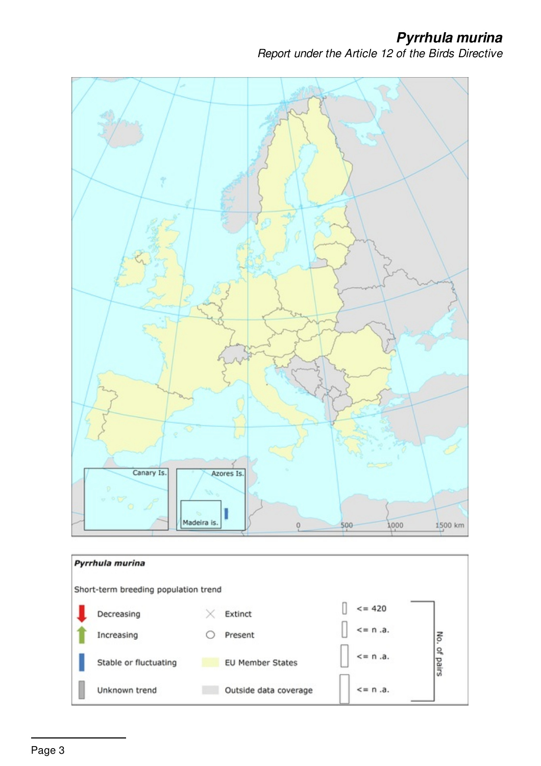Canary Is.

Azores Is.

Madeira is.

0 500 1000 1500 km

**Pyrrhula murina**

Short-term breeding population trend

| | | | | | |
|---|---|---|---|---|---|
| Decreasing | | Extinct | | <= 420 | No. of pairs |
| Increasing | | Present | | <= n .a. | |
| Stable or fluctuating | | EU Member States | | <= n .a. | |
| Unknown trend | | Outside data coverage | | <= n .a. | |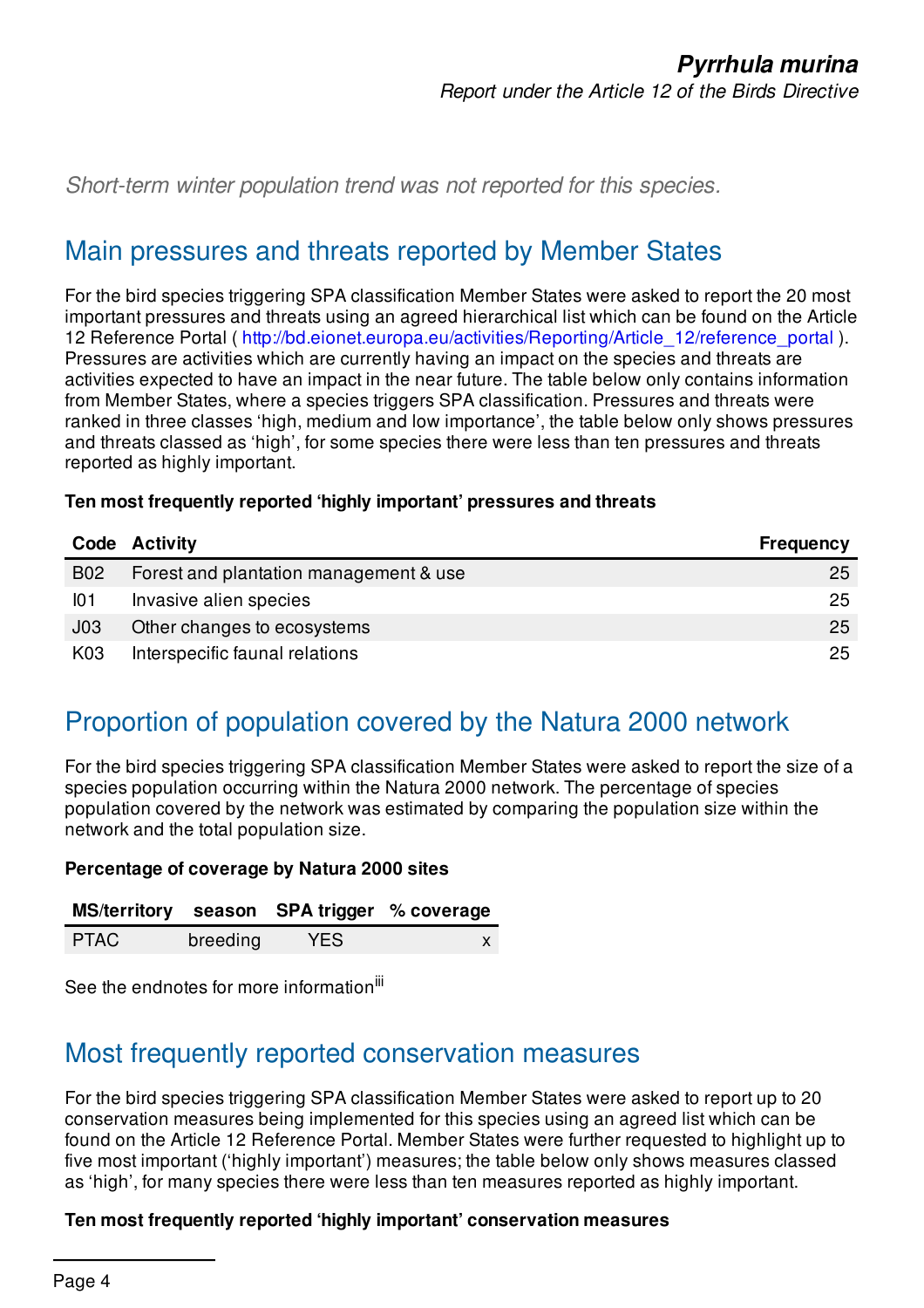*Short-term winter population trend was not reported for this species.*

## Main pressures and threats reported by Member States

For the bird species triggering SPA classification Member States were asked to report the 20 most important pressures and threats using an agreed hierarchical list which can be found on the Article 12 Reference Portal ( http://bd.eionet.europa.eu/activities/Reporting/Article_12/reference_portal ). Pressures are activities which are currently having an impact on the species and threats are activities expected to have an impact in the near future. The table below only contains information from Member States, where a species triggers SPA classification. Pressures and threats were ranked in three classes 'high, medium and low importance', the table below only shows pressures and threats classed as 'high', for some species there were less than ten pressures and threats reported as highly important.

**Ten most frequently reported 'highly important' pressures and threats**

| Code | Activity | Frequency |
|---|---|---|
| B02 | Forest and plantation management & use | 25 |
| I01 | Invasive alien species | 25 |
| J03 | Other changes to ecosystems | 25 |
| K03 | Interspecific faunal relations | 25 |

## Proportion of population covered by the Natura 2000 network

For the bird species triggering SPA classification Member States were asked to report the size of a species population occurring within the Natura 2000 network. The percentage of species population covered by the network was estimated by comparing the population size within the network and the total population size.

**Percentage of coverage by Natura 2000 sites**

| MS/territory | season | SPA trigger | % coverage |
|---|---|---|---|
| PTAC | breeding | YES | x |

See the endnotes for more information[iii]

## Most frequently reported conservation measures

For the bird species triggering SPA classification Member States were asked to report up to 20 conservation measures being implemented for this species using an agreed list which can be found on the Article 12 Reference Portal. Member States were further requested to highlight up to five most important ('highly important') measures; the table below only shows measures classed as 'high', for many species there were less than ten measures reported as highly important.

**Ten most frequently reported 'highly important' conservation measures**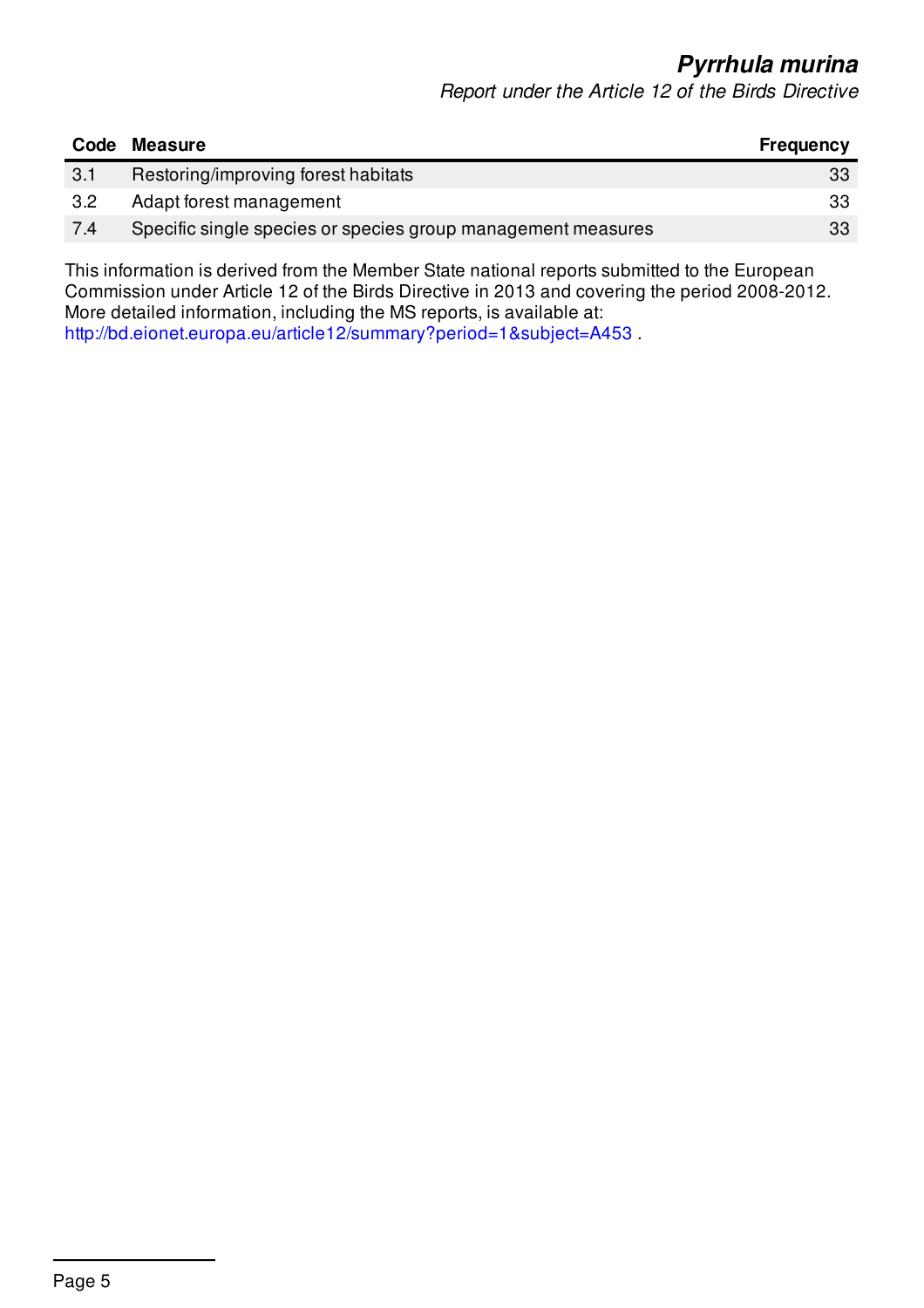| Code | Measure | Frequency |
|---|---|---|
| 3.1 | Restoring/improving forest habitats | 33 |
| 3.2 | Adapt forest management | 33 |
| 7.4 | Specific single species or species group management measures | 33 |

This information is derived from the Member State national reports submitted to the European Commission under Article 12 of the Birds Directive in 2013 and covering the period 2008-2012. More detailed information, including the MS reports, is available at: http://bd.eionet.europa.eu/article12/summary?period=1&subject=A453 .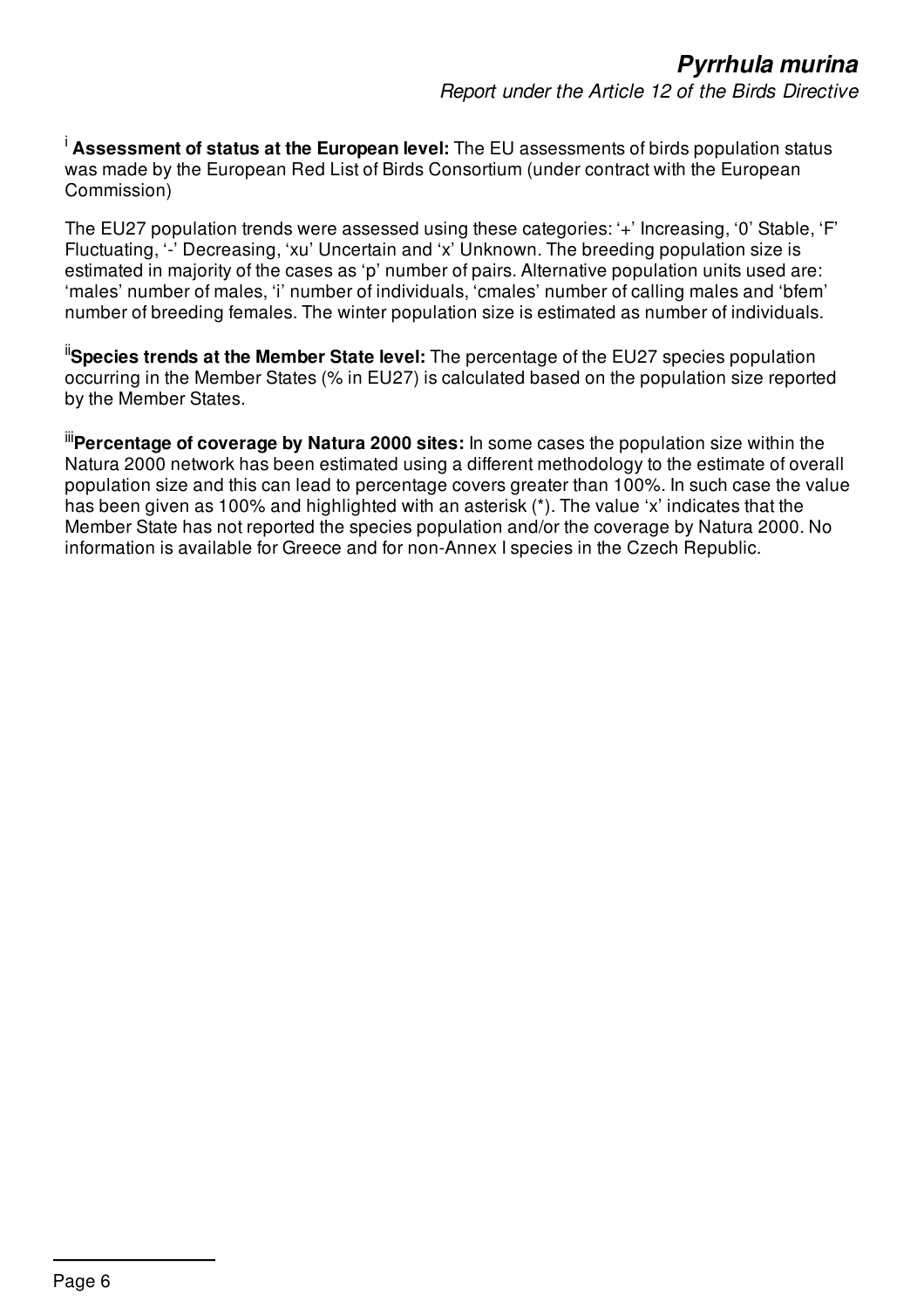[i] **Assessment of status at the European level:** The EU assessments of birds population status was made by the European Red List of Birds Consortium (under contract with the European Commission)

The EU27 population trends were assessed using these categories: '+' Increasing, '0' Stable, 'F' Fluctuating, '-' Decreasing, 'xu' Uncertain and 'x' Unknown. The breeding population size is estimated in majority of the cases as 'p' number of pairs. Alternative population units used are: 'males' number of males, 'i' number of individuals, 'cmales' number of calling males and 'bfem' number of breeding females. The winter population size is estimated as number of individuals.

[ii] **Species trends at the Member State level:** The percentage of the EU27 species population occurring in the Member States (% in EU27) is calculated based on the population size reported by the Member States.

[iii] **Percentage of coverage by Natura 2000 sites:** In some cases the population size within the Natura 2000 network has been estimated using a different methodology to the estimate of overall population size and this can lead to percentage covers greater than 100%. In such case the value has been given as 100% and highlighted with an asterisk (*). The value 'x' indicates that the Member State has not reported the species population and/or the coverage by Natura 2000. No information is available for Greece and for non-Annex I species in the Czech Republic.